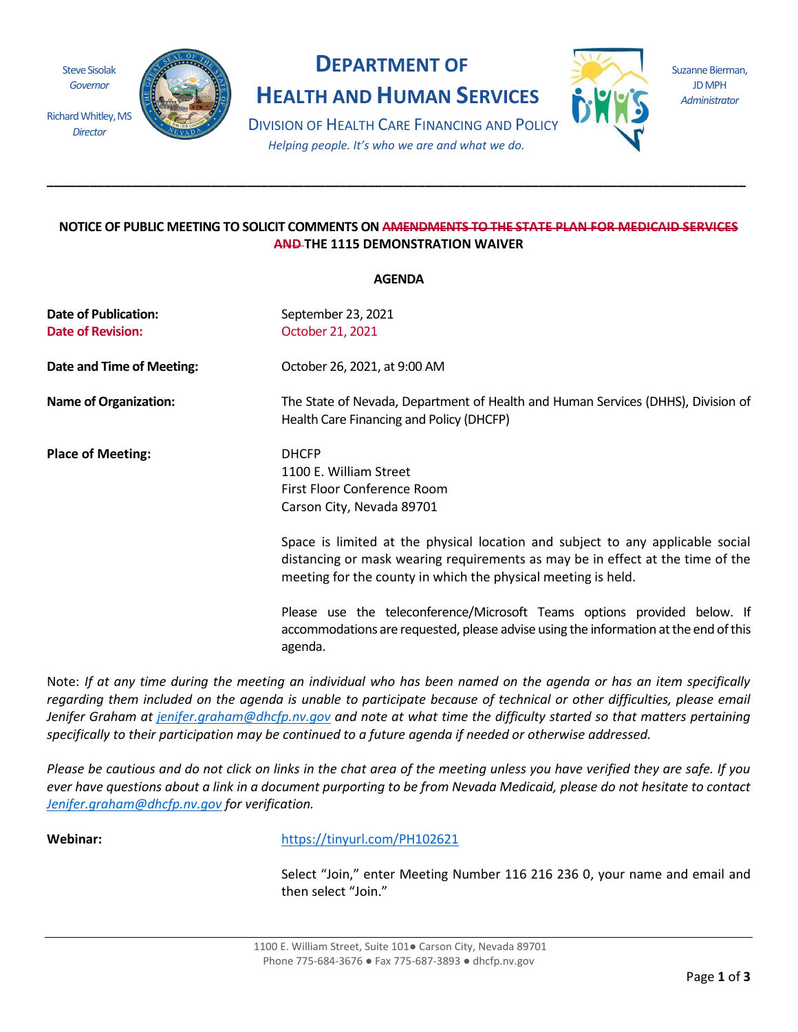Steve Sisolak
*Governor*

Richard Whitley, MS
*Director*

# DEPARTMENT OF HEALTH AND HUMAN SERVICES

DIVISION OF HEALTH CARE FINANCING AND POLICY

*Helping people. It's who we are and what we do.*

Suzanne Bierman, JD MPH
*Administrator*

---

**NOTICE OF PUBLIC MEETING TO SOLICIT COMMENTS ON ~~AMENDMENTS TO THE STATE PLAN FOR MEDICAID SERVICES AND~~ THE 1115 DEMONSTRATION WAIVER**

**AGENDA**

**Date of Publication:** September 23, 2021
**Date of Revision:** October 21, 2021

**Date and Time of Meeting:** October 26, 2021, at 9:00 AM

**Name of Organization:** The State of Nevada, Department of Health and Human Services (DHHS), Division of Health Care Financing and Policy (DHCFP)

**Place of Meeting:** DHCFP
1100 E. William Street
First Floor Conference Room
Carson City, Nevada 89701

Space is limited at the physical location and subject to any applicable social distancing or mask wearing requirements as may be in effect at the time of the meeting for the county in which the physical meeting is held.

Please use the teleconference/Microsoft Teams options provided below. If accommodations are requested, please advise using the information at the end of this agenda.

Note: *If at any time during the meeting an individual who has been named on the agenda or has an item specifically regarding them included on the agenda is unable to participate because of technical or other difficulties, please email Jenifer Graham at jenifer.graham@dhcfp.nv.gov and note at what time the difficulty started so that matters pertaining specifically to their participation may be continued to a future agenda if needed or otherwise addressed.*

*Please be cautious and do not click on links in the chat area of the meeting unless you have verified they are safe. If you ever have questions about a link in a document purporting to be from Nevada Medicaid, please do not hesitate to contact Jenifer.graham@dhcfp.nv.gov for verification.*

**Webinar:** https://tinyurl.com/PH102621

Select "Join," enter Meeting Number 116 216 236 0, your name and email and then select "Join."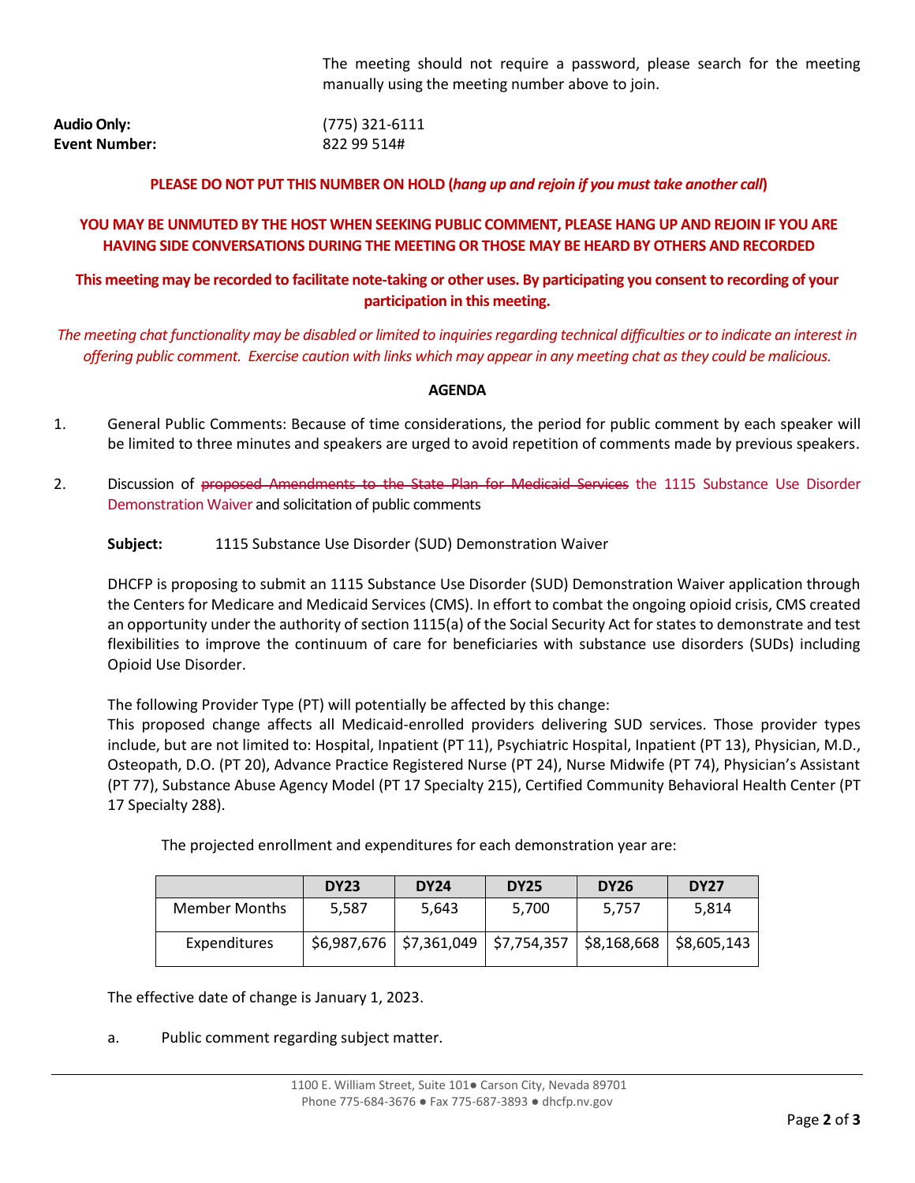The meeting should not require a password, please search for the meeting manually using the meeting number above to join.

**Audio Only:** (775) 321-6111
**Event Number:** 822 99 514#

**PLEASE DO NOT PUT THIS NUMBER ON HOLD (*hang up and rejoin if you must take another call*)**

**YOU MAY BE UNMUTED BY THE HOST WHEN SEEKING PUBLIC COMMENT, PLEASE HANG UP AND REJOIN IF YOU ARE HAVING SIDE CONVERSATIONS DURING THE MEETING OR THOSE MAY BE HEARD BY OTHERS AND RECORDED**

**This meeting may be recorded to facilitate note-taking or other uses. By participating you consent to recording of your participation in this meeting.**

*The meeting chat functionality may be disabled or limited to inquiries regarding technical difficulties or to indicate an interest in offering public comment. Exercise caution with links which may appear in any meeting chat as they could be malicious.*

**AGENDA**

1. General Public Comments: Because of time considerations, the period for public comment by each speaker will be limited to three minutes and speakers are urged to avoid repetition of comments made by previous speakers.

2. Discussion of ~~proposed Amendments to the State Plan for Medicaid Services~~ the 1115 Substance Use Disorder Demonstration Waiver and solicitation of public comments

   **Subject:** 1115 Substance Use Disorder (SUD) Demonstration Waiver

   DHCFP is proposing to submit an 1115 Substance Use Disorder (SUD) Demonstration Waiver application through the Centers for Medicare and Medicaid Services (CMS). In effort to combat the ongoing opioid crisis, CMS created an opportunity under the authority of section 1115(a) of the Social Security Act for states to demonstrate and test flexibilities to improve the continuum of care for beneficiaries with substance use disorders (SUDs) including Opioid Use Disorder.

   The following Provider Type (PT) will potentially be affected by this change:
   This proposed change affects all Medicaid-enrolled providers delivering SUD services. Those provider types include, but are not limited to: Hospital, Inpatient (PT 11), Psychiatric Hospital, Inpatient (PT 13), Physician, M.D., Osteopath, D.O. (PT 20), Advance Practice Registered Nurse (PT 24), Nurse Midwife (PT 74), Physician's Assistant (PT 77), Substance Abuse Agency Model (PT 17 Specialty 215), Certified Community Behavioral Health Center (PT 17 Specialty 288).

   The projected enrollment and expenditures for each demonstration year are:

| | DY23 | DY24 | DY25 | DY26 | DY27 |
|---|---|---|---|---|---|
| Member Months | 5,587 | 5,643 | 5,700 | 5,757 | 5,814 |
| Expenditures | $6,987,676 | $7,361,049 | $7,754,357 | $8,168,668 | $8,605,143 |

   The effective date of change is January 1, 2023.

   a. Public comment regarding subject matter.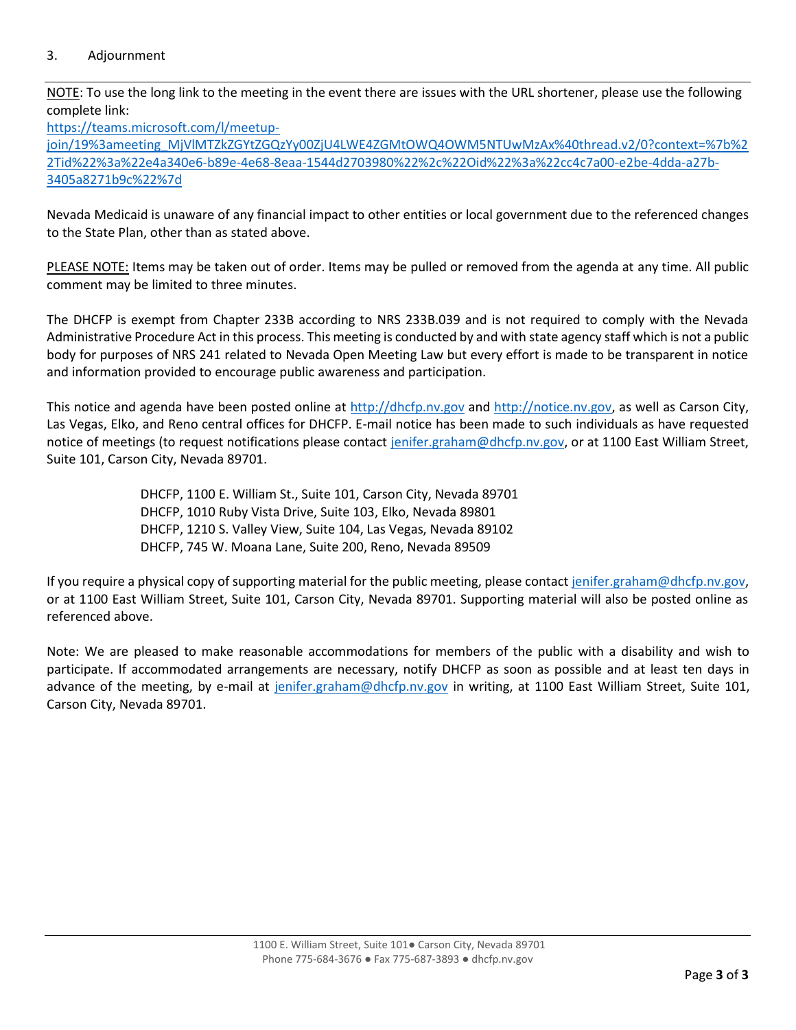3. Adjournment

---

NOTE: To use the long link to the meeting in the event there are issues with the URL shortener, please use the following complete link:
https://teams.microsoft.com/l/meetup-join/19%3ameeting_MjVlMTZkZGYtZGQzYy00ZjU4LWE4ZGMtOWQ4OWM5NTUwMzAx%40thread.v2/0?context=%7b%22Tid%22%3a%22e4a340e6-b89e-4e68-8eaa-1544d2703980%22%2c%22Oid%22%3a%22cc4c7a00-e2be-4dda-a27b-3405a8271b9c%22%7d

Nevada Medicaid is unaware of any financial impact to other entities or local government due to the referenced changes to the State Plan, other than as stated above.

PLEASE NOTE: Items may be taken out of order. Items may be pulled or removed from the agenda at any time. All public comment may be limited to three minutes.

The DHCFP is exempt from Chapter 233B according to NRS 233B.039 and is not required to comply with the Nevada Administrative Procedure Act in this process. This meeting is conducted by and with state agency staff which is not a public body for purposes of NRS 241 related to Nevada Open Meeting Law but every effort is made to be transparent in notice and information provided to encourage public awareness and participation.

This notice and agenda have been posted online at http://dhcfp.nv.gov and http://notice.nv.gov, as well as Carson City, Las Vegas, Elko, and Reno central offices for DHCFP. E-mail notice has been made to such individuals as have requested notice of meetings (to request notifications please contact jenifer.graham@dhcfp.nv.gov, or at 1100 East William Street, Suite 101, Carson City, Nevada 89701.

DHCFP, 1100 E. William St., Suite 101, Carson City, Nevada 89701
DHCFP, 1010 Ruby Vista Drive, Suite 103, Elko, Nevada 89801
DHCFP, 1210 S. Valley View, Suite 104, Las Vegas, Nevada 89102
DHCFP, 745 W. Moana Lane, Suite 200, Reno, Nevada 89509

If you require a physical copy of supporting material for the public meeting, please contact jenifer.graham@dhcfp.nv.gov, or at 1100 East William Street, Suite 101, Carson City, Nevada 89701. Supporting material will also be posted online as referenced above.

Note: We are pleased to make reasonable accommodations for members of the public with a disability and wish to participate. If accommodated arrangements are necessary, notify DHCFP as soon as possible and at least ten days in advance of the meeting, by e-mail at jenifer.graham@dhcfp.nv.gov in writing, at 1100 East William Street, Suite 101, Carson City, Nevada 89701.